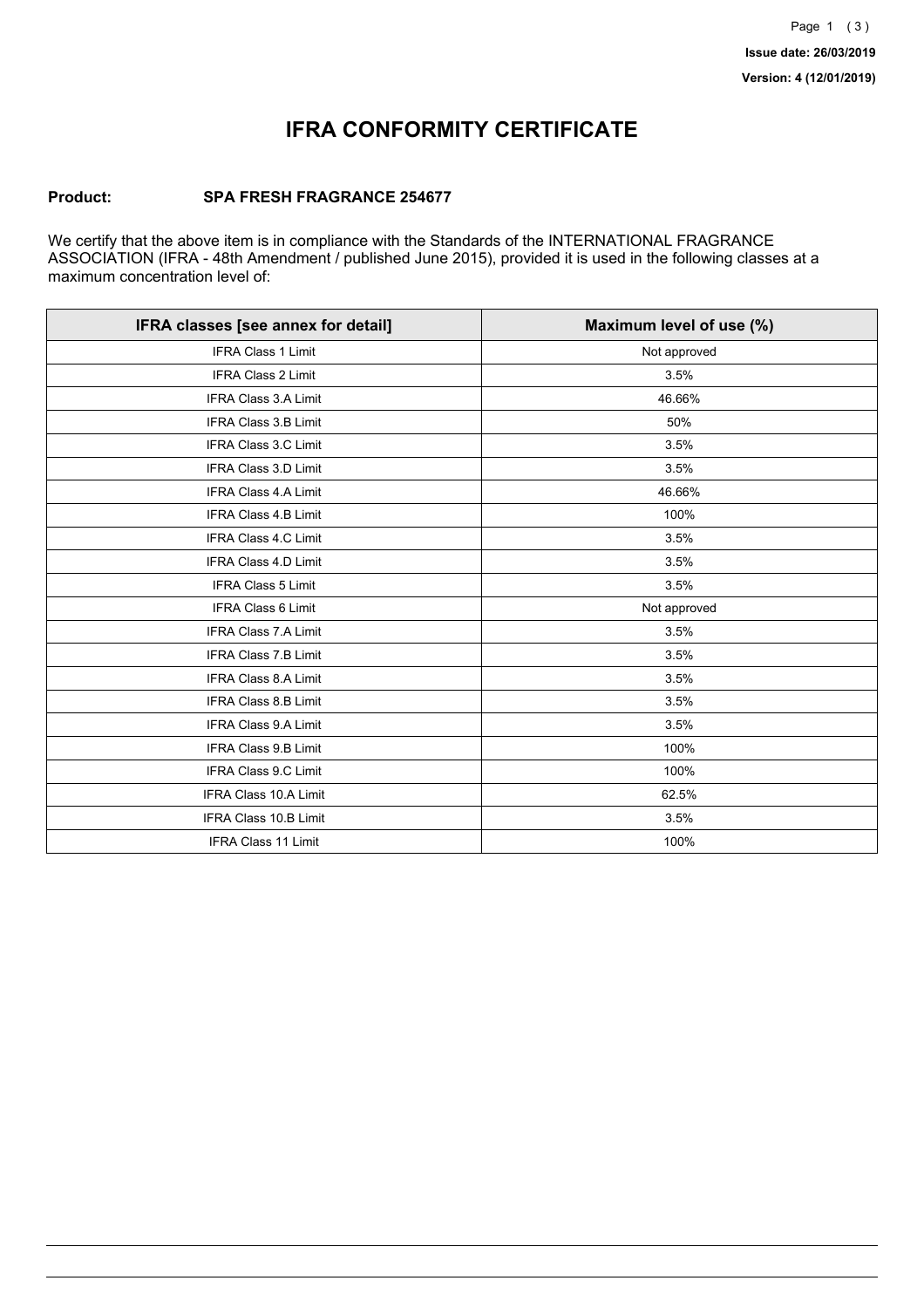**Issue date: 26/03/2019**
**Version: 4 (12/01/2019)**

# IFRA CONFORMITY CERTIFICATE

**Product:** **SPA FRESH FRAGRANCE 254677**

We certify that the above item is in compliance with the Standards of the INTERNATIONAL FRAGRANCE ASSOCIATION (IFRA - 48th Amendment / published June 2015), provided it is used in the following classes at a maximum concentration level of:

| IFRA classes [see annex for detail] | Maximum level of use (%) |
|---|---|
| IFRA Class 1 Limit | Not approved |
| IFRA Class 2 Limit | 3.5% |
| IFRA Class 3.A Limit | 46.66% |
| IFRA Class 3.B Limit | 50% |
| IFRA Class 3.C Limit | 3.5% |
| IFRA Class 3.D Limit | 3.5% |
| IFRA Class 4.A Limit | 46.66% |
| IFRA Class 4.B Limit | 100% |
| IFRA Class 4.C Limit | 3.5% |
| IFRA Class 4.D Limit | 3.5% |
| IFRA Class 5 Limit | 3.5% |
| IFRA Class 6 Limit | Not approved |
| IFRA Class 7.A Limit | 3.5% |
| IFRA Class 7.B Limit | 3.5% |
| IFRA Class 8.A Limit | 3.5% |
| IFRA Class 8.B Limit | 3.5% |
| IFRA Class 9.A Limit | 3.5% |
| IFRA Class 9.B Limit | 100% |
| IFRA Class 9.C Limit | 100% |
| IFRA Class 10.A Limit | 62.5% |
| IFRA Class 10.B Limit | 3.5% |
| IFRA Class 11 Limit | 100% |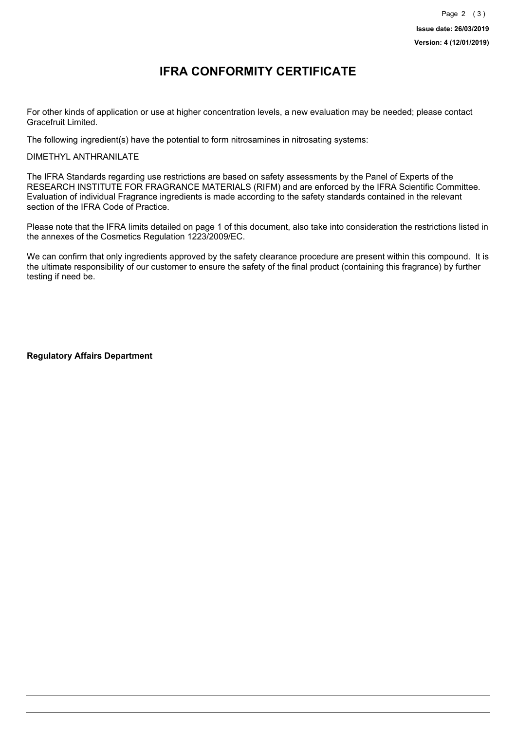# IFRA CONFORMITY CERTIFICATE

For other kinds of application or use at higher concentration levels, a new evaluation may be needed; please contact Gracefruit Limited.

The following ingredient(s) have the potential to form nitrosamines in nitrosating systems:

DIMETHYL ANTHRANILATE

The IFRA Standards regarding use restrictions are based on safety assessments by the Panel of Experts of the RESEARCH INSTITUTE FOR FRAGRANCE MATERIALS (RIFM) and are enforced by the IFRA Scientific Committee. Evaluation of individual Fragrance ingredients is made according to the safety standards contained in the relevant section of the IFRA Code of Practice.

Please note that the IFRA limits detailed on page 1 of this document, also take into consideration the restrictions listed in the annexes of the Cosmetics Regulation 1223/2009/EC.

We can confirm that only ingredients approved by the safety clearance procedure are present within this compound. It is the ultimate responsibility of our customer to ensure the safety of the final product (containing this fragrance) by further testing if need be.

**Regulatory Affairs Department**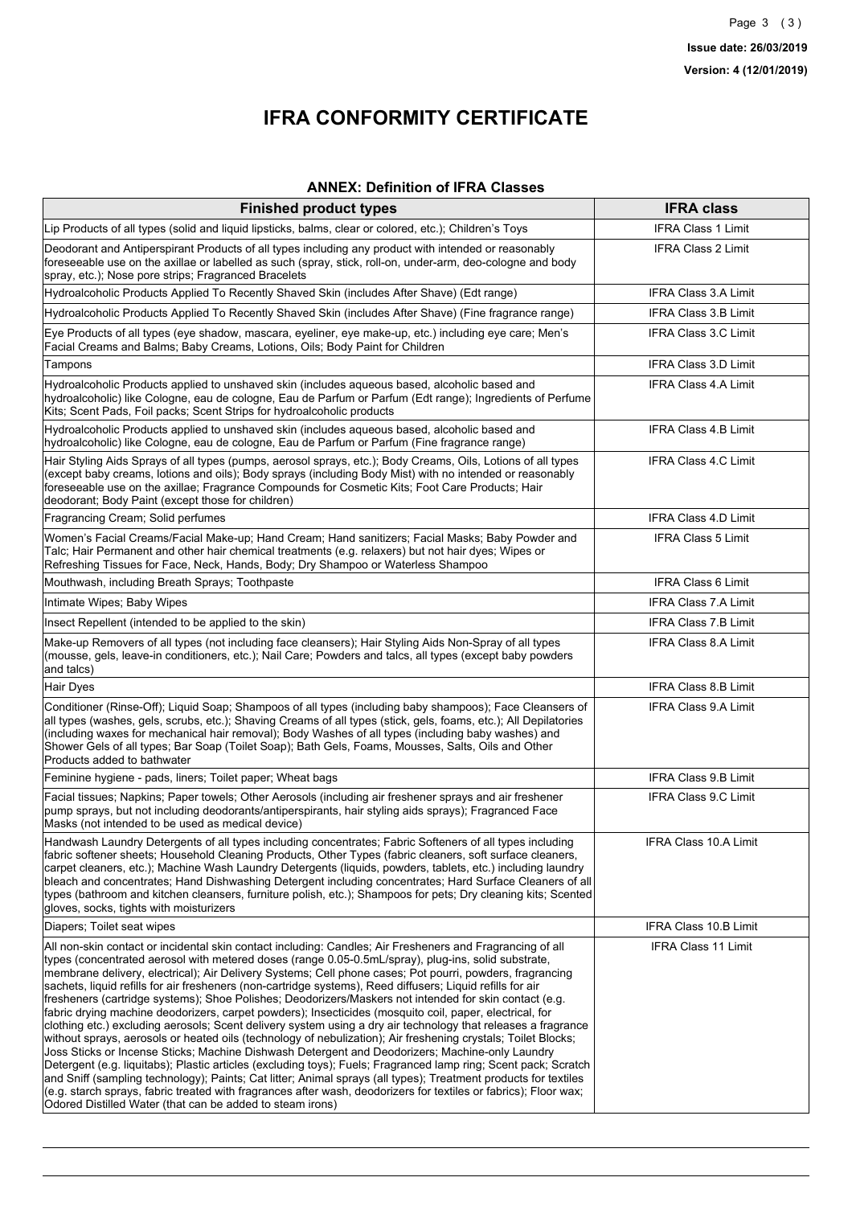# IFRA CONFORMITY CERTIFICATE

## ANNEX: Definition of IFRA Classes

| Finished product types | IFRA class |
|---|---|
| Lip Products of all types (solid and liquid lipsticks, balms, clear or colored, etc.); Children's Toys | IFRA Class 1 Limit |
| Deodorant and Antiperspirant Products of all types including any product with intended or reasonably foreseeable use on the axillae or labelled as such (spray, stick, roll-on, under-arm, deo-cologne and body spray, etc.); Nose pore strips; Fragranced Bracelets | IFRA Class 2 Limit |
| Hydroalcoholic Products Applied To Recently Shaved Skin (includes After Shave) (Edt range) | IFRA Class 3.A Limit |
| Hydroalcoholic Products Applied To Recently Shaved Skin (includes After Shave) (Fine fragrance range) | IFRA Class 3.B Limit |
| Eye Products of all types (eye shadow, mascara, eyeliner, eye make-up, etc.) including eye care; Men's Facial Creams and Balms; Baby Creams, Lotions, Oils; Body Paint for Children | IFRA Class 3.C Limit |
| Tampons | IFRA Class 3.D Limit |
| Hydroalcoholic Products applied to unshaved skin (includes aqueous based, alcoholic based and hydroalcoholic) like Cologne, eau de cologne, Eau de Parfum or Parfum (Edt range); Ingredients of Perfume Kits; Scent Pads, Foil packs; Scent Strips for hydroalcoholic products | IFRA Class 4.A Limit |
| Hydroalcoholic Products applied to unshaved skin (includes aqueous based, alcoholic based and hydroalcoholic) like Cologne, eau de cologne, Eau de Parfum or Parfum (Fine fragrance range) | IFRA Class 4.B Limit |
| Hair Styling Aids Sprays of all types (pumps, aerosol sprays, etc.); Body Creams, Oils, Lotions of all types (except baby creams, lotions and oils); Body sprays (including Body Mist) with no intended or reasonably foreseeable use on the axillae; Fragrance Compounds for Cosmetic Kits; Foot Care Products; Hair deodorant; Body Paint (except those for children) | IFRA Class 4.C Limit |
| Fragrancing Cream; Solid perfumes | IFRA Class 4.D Limit |
| Women's Facial Creams/Facial Make-up; Hand Cream; Hand sanitizers; Facial Masks; Baby Powder and Talc; Hair Permanent and other hair chemical treatments (e.g. relaxers) but not hair dyes; Wipes or Refreshing Tissues for Face, Neck, Hands, Body; Dry Shampoo or Waterless Shampoo | IFRA Class 5 Limit |
| Mouthwash, including Breath Sprays; Toothpaste | IFRA Class 6 Limit |
| Intimate Wipes; Baby Wipes | IFRA Class 7.A Limit |
| Insect Repellent (intended to be applied to the skin) | IFRA Class 7.B Limit |
| Make-up Removers of all types (not including face cleansers); Hair Styling Aids Non-Spray of all types (mousse, gels, leave-in conditioners, etc.); Nail Care; Powders and talcs, all types (except baby powders and talcs) | IFRA Class 8.A Limit |
| Hair Dyes | IFRA Class 8.B Limit |
| Conditioner (Rinse-Off); Liquid Soap; Shampoos of all types (including baby shampoos); Face Cleansers of all types (washes, gels, scrubs, etc.); Shaving Creams of all types (stick, gels, foams, etc.); All Depilatories (including waxes for mechanical hair removal); Body Washes of all types (including baby washes) and Shower Gels of all types; Bar Soap (Toilet Soap); Bath Gels, Foams, Mousses, Salts, Oils and Other Products added to bathwater | IFRA Class 9.A Limit |
| Feminine hygiene - pads, liners; Toilet paper; Wheat bags | IFRA Class 9.B Limit |
| Facial tissues; Napkins; Paper towels; Other Aerosols (including air freshener sprays and air freshener pump sprays, but not including deodorants/antiperspirants, hair styling aids sprays); Fragranced Face Masks (not intended to be used as medical device) | IFRA Class 9.C Limit |
| Handwash Laundry Detergents of all types including concentrates; Fabric Softeners of all types including fabric softener sheets; Household Cleaning Products, Other Types (fabric cleaners, soft surface cleaners, carpet cleaners, etc.); Machine Wash Laundry Detergents (liquids, powders, tablets, etc.) including laundry bleach and concentrates; Hand Dishwashing Detergent including concentrates; Hard Surface Cleaners of all types (bathroom and kitchen cleansers, furniture polish, etc.); Shampoos for pets; Dry cleaning kits; Scented gloves, socks, tights with moisturizers | IFRA Class 10.A Limit |
| Diapers; Toilet seat wipes | IFRA Class 10.B Limit |
| All non-skin contact or incidental skin contact including: Candles; Air Fresheners and Fragrancing of all types (concentrated aerosol with metered doses (range 0.05-0.5mL/spray), plug-ins, solid substrate, membrane delivery, electrical); Air Delivery Systems; Cell phone cases; Pot pourri, powders, fragrancing sachets, liquid refills for air fresheners (non-cartridge systems), Reed diffusers; Liquid refills for air fresheners (cartridge systems); Shoe Polishes; Deodorizers/Maskers not intended for skin contact (e.g. fabric drying machine deodorizers, carpet powders); Insecticides (mosquito coil, paper, electrical, for clothing etc.) excluding aerosols; Scent delivery system using a dry air technology that releases a fragrance without sprays, aerosols or heated oils (technology of nebulization); Air freshening crystals; Toilet Blocks; Joss Sticks or Incense Sticks; Machine Dishwash Detergent and Deodorizers; Machine-only Laundry Detergent (e.g. liquitabs); Plastic articles (excluding toys); Fuels; Fragranced lamp ring; Scent pack; Scratch and Sniff (sampling technology); Paints; Cat litter; Animal sprays (all types); Treatment products for textiles (e.g. starch sprays, fabric treated with fragrances after wash, deodorizers for textiles or fabrics); Floor wax; Odored Distilled Water (that can be added to steam irons) | IFRA Class 11 Limit |